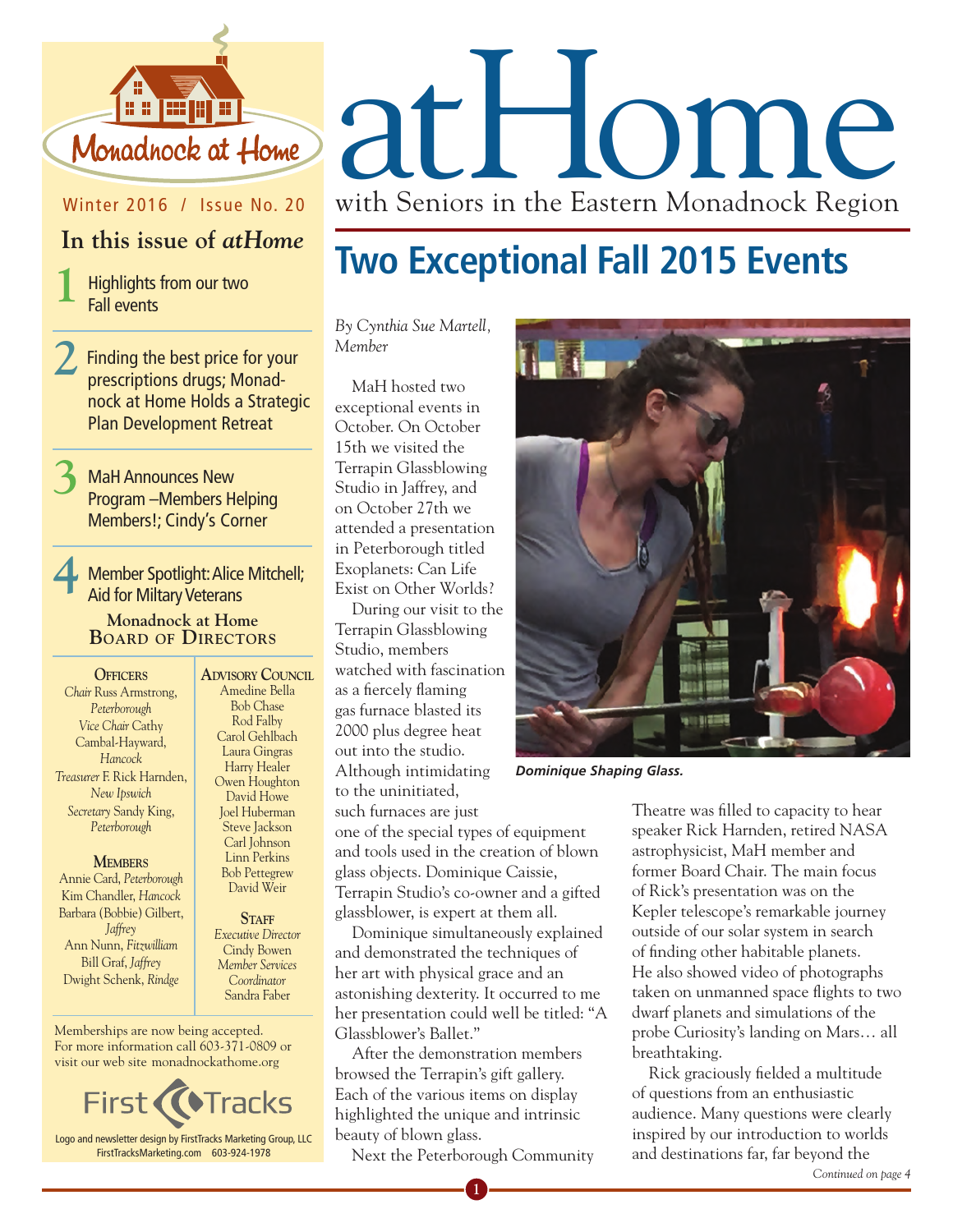# atHome

with Seniors in the Eastern Monadnock Region

Monadnock at Home

Winter 2016 / Issue No. 20

## In this issue of *atHome*

1. Highlights from our two Fall events
2. Finding the best price for your prescriptions drugs; Monadnock at Home Holds a Strategic Plan Development Retreat
3. MaH Announces New Program –Members Helping Members!; Cindy's Corner
4. Member Spotlight: Alice Mitchell; Aid for Miltary Veterans

### Monadnock at Home Board of Directors

**Officers**

*Chair* Russ Armstrong, *Peterborough*
*Vice Chair* Cathy Cambal-Hayward, *Hancock*
*Treasurer* F. Rick Harnden, *New Ipswich*
*Secretary* Sandy King, *Peterborough*

**Members**

Annie Card, *Peterborough*
Kim Chandler, *Hancock*
Barbara (Bobbie) Gilbert, *Jaffrey*
Ann Nunn, *Fitzwilliam*
Bill Graf, *Jaffrey*
Dwight Schenk, *Rindge*

**Advisory Council**

Amedine Bella
Bob Chase
Rod Falby
Carol Gehlbach
Laura Gingras
Harry Healer
Owen Houghton
David Howe
Joel Huberman
Steve Jackson
Carl Johnson
Linn Perkins
Bob Pettegrew
David Weir

**Staff**

*Executive Director* Cindy Bowen
*Member Services Coordinator* Sandra Faber

Memberships are now being accepted. For more information call 603-371-0809 or visit our web site monadnockathome.org

First Tracks

Logo and newsletter design by FirstTracks Marketing Group, LLC
FirstTracksMarketing.com 603-924-1978

# Two Exceptional Fall 2015 Events

*By Cynthia Sue Martell, Member*

MaH hosted two exceptional events in October. On October 15th we visited the Terrapin Glassblowing Studio in Jaffrey, and on October 27th we attended a presentation in Peterborough titled Exoplanets: Can Life Exist on Other Worlds?

During our visit to the Terrapin Glassblowing Studio, members watched with fascination as a fiercely flaming gas furnace blasted its 2000 plus degree heat out into the studio. Although intimidating to the uninitiated, such furnaces are just one of the special types of equipment and tools used in the creation of blown glass objects. Dominique Caissie, Terrapin Studio's co-owner and a gifted glassblower, is expert at them all.

***Dominique Shaping Glass.***

Dominique simultaneously explained and demonstrated the techniques of her art with physical grace and an astonishing dexterity. It occurred to me her presentation could well be titled: "A Glassblower's Ballet."

After the demonstration members browsed the Terrapin's gift gallery. Each of the various items on display highlighted the unique and intrinsic beauty of blown glass.

Next the Peterborough Community Theatre was filled to capacity to hear speaker Rick Harnden, retired NASA astrophysicist, MaH member and former Board Chair. The main focus of Rick's presentation was on the Kepler telescope's remarkable journey outside of our solar system in search of finding other habitable planets. He also showed video of photographs taken on unmanned space flights to two dwarf planets and simulations of the probe Curiosity's landing on Mars… all breathtaking.

Rick graciously fielded a multitude of questions from an enthusiastic audience. Many questions were clearly inspired by our introduction to worlds and destinations far, far beyond the

*Continued on page 4*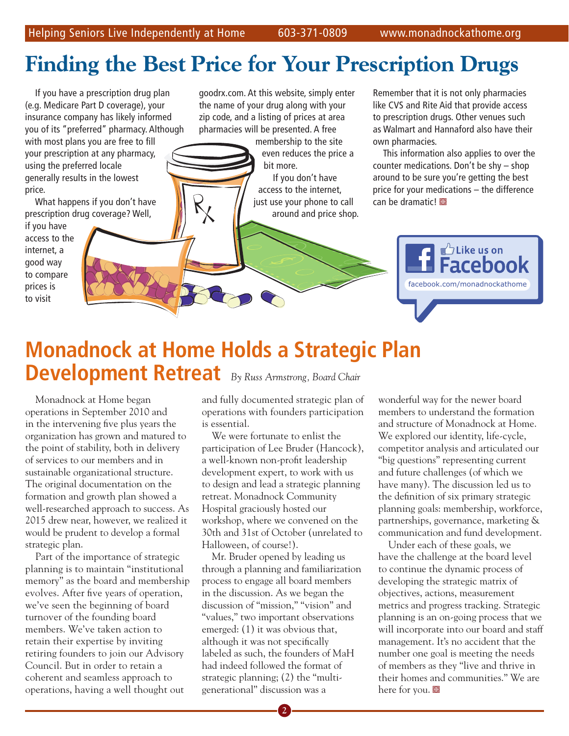# Finding the Best Price for Your Prescription Drugs

If you have a prescription drug plan (e.g. Medicare Part D coverage), your insurance company has likely informed you of its "preferred" pharmacy. Although with most plans you are free to fill your prescription at any pharmacy, using the preferred locale generally results in the lowest price.

What happens if you don't have prescription drug coverage? Well, if you have access to the internet, a good way to compare prices is to visit goodrx.com. At this website, simply enter the name of your drug along with your zip code, and a listing of prices at area pharmacies will be presented. A free membership to the site even reduces the price a bit more.

If you don't have access to the internet, just use your phone to call around and price shop.

Remember that it is not only pharmacies like CVS and Rite Aid that provide access to prescription drugs. Other venues such as Walmart and Hannaford also have their own pharmacies.

This information also applies to over the counter medications. Don't be shy – shop around to be sure you're getting the best price for your medications – the difference can be dramatic!

Like us on Facebook
facebook.com/monadnockathome

# Monadnock at Home Holds a Strategic Plan Development Retreat

*By Russ Armstrong, Board Chair*

Monadnock at Home began operations in September 2010 and in the intervening five plus years the organization has grown and matured to the point of stability, both in delivery of services to our members and in sustainable organizational structure. The original documentation on the formation and growth plan showed a well-researched approach to success. As 2015 drew near, however, we realized it would be prudent to develop a formal strategic plan.

Part of the importance of strategic planning is to maintain "institutional memory" as the board and membership evolves. After five years of operation, we've seen the beginning of board turnover of the founding board members. We've taken action to retain their expertise by inviting retiring founders to join our Advisory Council. But in order to retain a coherent and seamless approach to operations, having a well thought out and fully documented strategic plan of operations with founders participation is essential.

We were fortunate to enlist the participation of Lee Bruder (Hancock), a well-known non-profit leadership development expert, to work with us to design and lead a strategic planning retreat. Monadnock Community Hospital graciously hosted our workshop, where we convened on the 30th and 31st of October (unrelated to Halloween, of course!).

Mr. Bruder opened by leading us through a planning and familiarization process to engage all board members in the discussion. As we began the discussion of "mission," "vision" and "values," two important observations emerged: (1) it was obvious that, although it was not specifically labeled as such, the founders of MaH had indeed followed the format of strategic planning; (2) the "multi-generational" discussion was a wonderful way for the newer board members to understand the formation and structure of Monadnock at Home. We explored our identity, life-cycle, competitor analysis and articulated our "big questions" representing current and future challenges (of which we have many). The discussion led us to the definition of six primary strategic planning goals: membership, workforce, partnerships, governance, marketing & communication and fund development.

Under each of these goals, we have the challenge at the board level to continue the dynamic process of developing the strategic matrix of objectives, actions, measurement metrics and progress tracking. Strategic planning is an on-going process that we will incorporate into our board and staff management. It's no accident that the number one goal is meeting the needs of members as they "live and thrive in their homes and communities." We are here for you.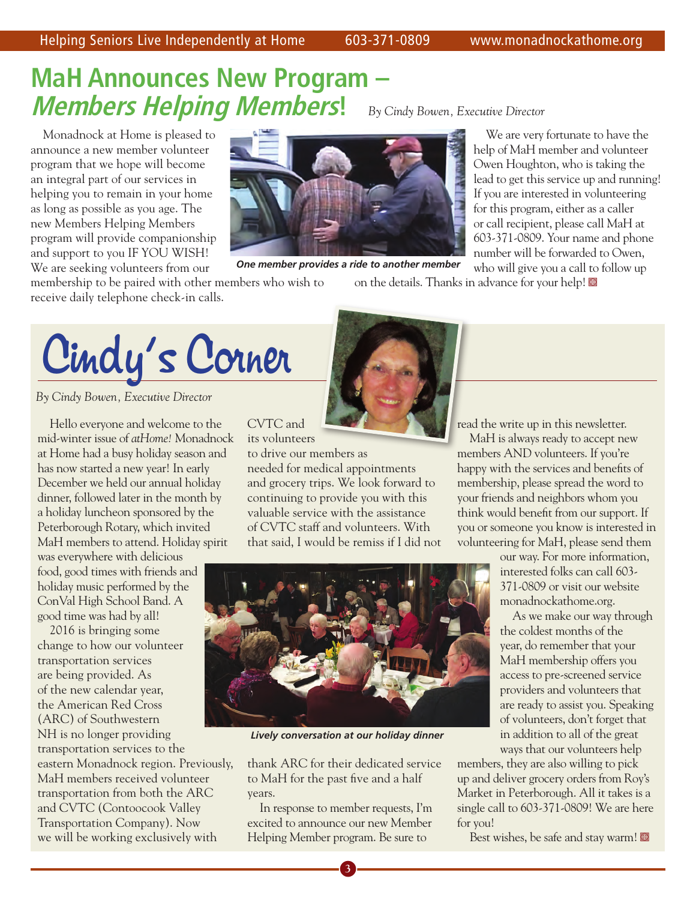# MaH Announces New Program – *Members Helping Members*!

*By Cindy Bowen, Executive Director*

Monadnock at Home is pleased to announce a new member volunteer program that we hope will become an integral part of our services in helping you to remain in your home as long as possible as you age. The new Members Helping Members program will provide companionship and support to you IF YOU WISH! We are seeking volunteers from our membership to be paired with other members who wish to receive daily telephone check-in calls.

*One member provides a ride to another member*

We are very fortunate to have the help of MaH member and volunteer Owen Houghton, who is taking the lead to get this service up and running! If you are interested in volunteering for this program, either as a caller or call recipient, please call MaH at 603-371-0809. Your name and phone number will be forwarded to Owen, who will give you a call to follow up on the details. Thanks in advance for your help!

# Cindy's Corner

*By Cindy Bowen, Executive Director*

Hello everyone and welcome to the mid-winter issue of *atHome!* Monadnock at Home had a busy holiday season and has now started a new year! In early December we held our annual holiday dinner, followed later in the month by a holiday luncheon sponsored by the Peterborough Rotary, which invited MaH members to attend. Holiday spirit was everywhere with delicious food, good times with friends and holiday music performed by the ConVal High School Band. A good time was had by all!

2016 is bringing some change to how our volunteer transportation services are being provided. As of the new calendar year, the American Red Cross (ARC) of Southwestern NH is no longer providing transportation services to the eastern Monadnock region. Previously, MaH members received volunteer transportation from both the ARC and CVTC (Contoocook Valley Transportation Company). Now we will be working exclusively with CVTC and its volunteers to drive our members as needed for medical appointments and grocery trips. We look forward to continuing to provide you with this valuable service with the assistance of CVTC staff and volunteers. With that said, I would be remiss if I did not thank ARC for their dedicated service to MaH for the past five and a half years.

*Lively conversation at our holiday dinner*

In response to member requests, I'm excited to announce our new Member Helping Member program. Be sure to read the write up in this newsletter.

MaH is always ready to accept new members AND volunteers. If you're happy with the services and benefits of membership, please spread the word to your friends and neighbors whom you think would benefit from our support. If you or someone you know is interested in volunteering for MaH, please send them our way. For more information, interested folks can call 603-371-0809 or visit our website monadnockathome.org.

As we make our way through the coldest months of the year, do remember that your MaH membership offers you access to pre-screened service providers and volunteers that are ready to assist you. Speaking of volunteers, don't forget that in addition to all of the great ways that our volunteers help members, they are also willing to pick up and deliver grocery orders from Roy's Market in Peterborough. All it takes is a single call to 603-371-0809! We are here for you!

Best wishes, be safe and stay warm!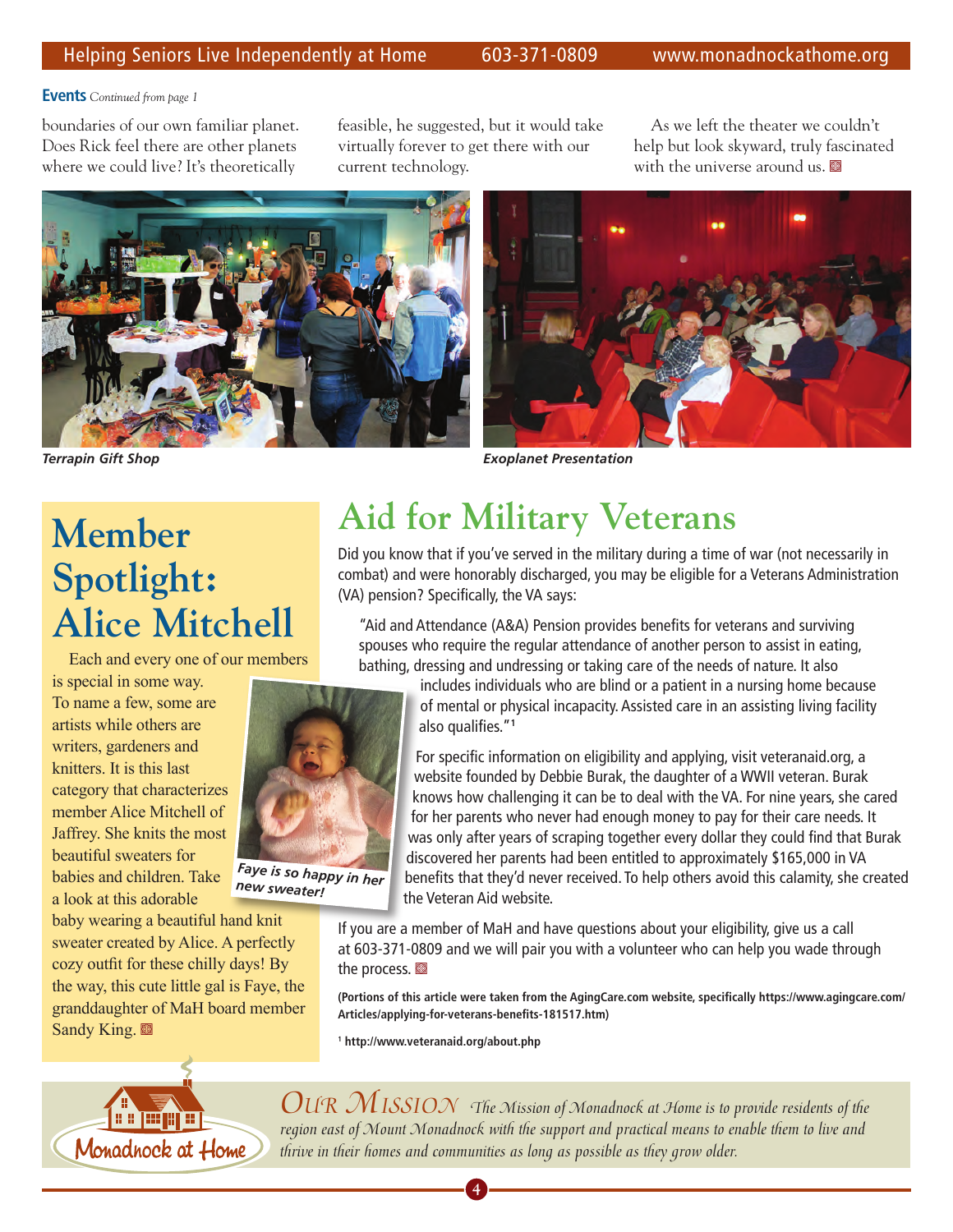**Events** *Continued from page 1*

boundaries of our own familiar planet. Does Rick feel there are other planets where we could live? It's theoretically feasible, he suggested, but it would take virtually forever to get there with our current technology.

As we left the theater we couldn't help but look skyward, truly fascinated with the universe around us.

***Terrapin Gift Shop***

***Exoplanet Presentation***

# Member Spotlight: Alice Mitchell

Each and every one of our members is special in some way. To name a few, some are artists while others are writers, gardeners and knitters. It is this last category that characterizes member Alice Mitchell of Jaffrey. She knits the most beautiful sweaters for babies and children. Take a look at this adorable baby wearing a beautiful hand knit sweater created by Alice. A perfectly cozy outfit for these chilly days! By the way, this cute little gal is Faye, the granddaughter of MaH board member Sandy King.

***Faye is so happy in her new sweater!***

# Aid for Military Veterans

Did you know that if you've served in the military during a time of war (not necessarily in combat) and were honorably discharged, you may be eligible for a Veterans Administration (VA) pension? Specifically, the VA says:

> "Aid and Attendance (A&A) Pension provides benefits for veterans and surviving spouses who require the regular attendance of another person to assist in eating, bathing, dressing and undressing or taking care of the needs of nature. It also includes individuals who are blind or a patient in a nursing home because of mental or physical incapacity. Assisted care in an assisting living facility also qualifies."[1]

For specific information on eligibility and applying, visit veteranaid.org, a website founded by Debbie Burak, the daughter of a WWII veteran. Burak knows how challenging it can be to deal with the VA. For nine years, she cared for her parents who never had enough money to pay for their care needs. It was only after years of scraping together every dollar they could find that Burak discovered her parents had been entitled to approximately $165,000 in VA benefits that they'd never received. To help others avoid this calamity, she created the Veteran Aid website.

If you are a member of MaH and have questions about your eligibility, give us a call at 603-371-0809 and we will pair you with a volunteer who can help you wade through the process.

**(Portions of this article were taken from the AgingCare.com website, specifically https://www.agingcare.com/Articles/applying-for-veterans-benefits-181517.htm)**

[1] **http://www.veteranaid.org/about.php**

Monadnock at Home

*Our Mission* *The Mission of Monadnock at Home is to provide residents of the region east of Mount Monadnock with the support and practical means to enable them to live and thrive in their homes and communities as long as possible as they grow older.*